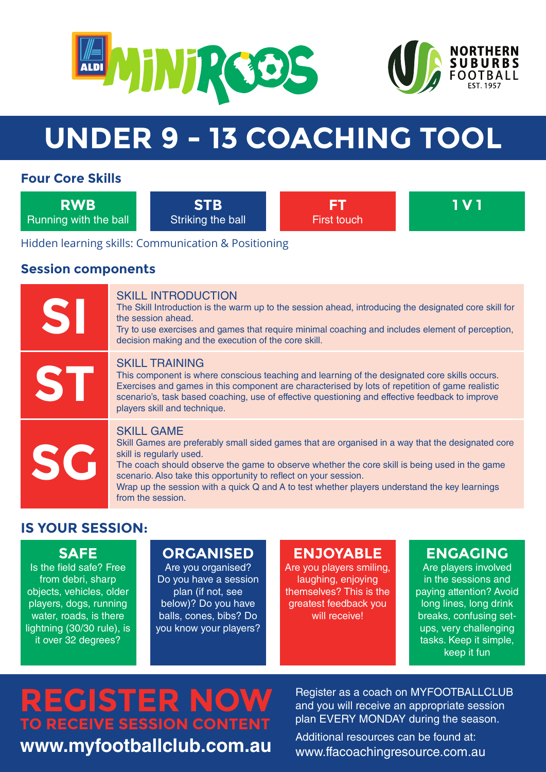ALDI MiniRoos

NORTHERN SUBURBS FOOTBALL EST. 1957

# UNDER 9 - 13 COACHING TOOL

## Four Core Skills

| RWB | STB | FT | 1 V 1 |
|---|---|---|---|
| Running with the ball | Striking the ball | First touch | |

Hidden learning skills: Communication & Positioning

## Session components

### SI — SKILL INTRODUCTION

The Skill Introduction is the warm up to the session ahead, introducing the designated core skill for the session ahead.

Try to use exercises and games that require minimal coaching and includes element of perception, decision making and the execution of the core skill.

### ST — SKILL TRAINING

This component is where conscious teaching and learning of the designated core skills occurs. Exercises and games in this component are characterised by lots of repetition of game realistic scenario's, task based coaching, use of effective questioning and effective feedback to improve players skill and technique.

### SG — SKILL GAME

Skill Games are preferably small sided games that are organised in a way that the designated core skill is regularly used.

The coach should observe the game to observe whether the core skill is being used in the game scenario. Also take this opportunity to reflect on your session.

Wrap up the session with a quick Q and A to test whether players understand the key learnings from the session.

## IS YOUR SESSION:

**SAFE**
Is the field safe? Free from debri, sharp objects, vehicles, older players, dogs, running water, roads, is there lightning (30/30 rule), is it over 32 degrees?

**ORGANISED**
Are you organised? Do you have a session plan (if not, see below)? Do you have balls, cones, bibs? Do you know your players?

**ENJOYABLE**
Are you players smiling, laughing, enjoying themselves? This is the greatest feedback you will receive!

**ENGAGING**
Are players involved in the sessions and paying attention? Avoid long lines, long drink breaks, confusing set-ups, very challenging tasks. Keep it simple, keep it fun

## REGISTER NOW
### TO RECEIVE SESSION CONTENT

**www.myfootballclub.com.au**

Register as a coach on MYFOOTBALLCLUB and you will receive an appropriate session plan EVERY MONDAY during the season.

Additional resources can be found at: www.ffacoachingresource.com.au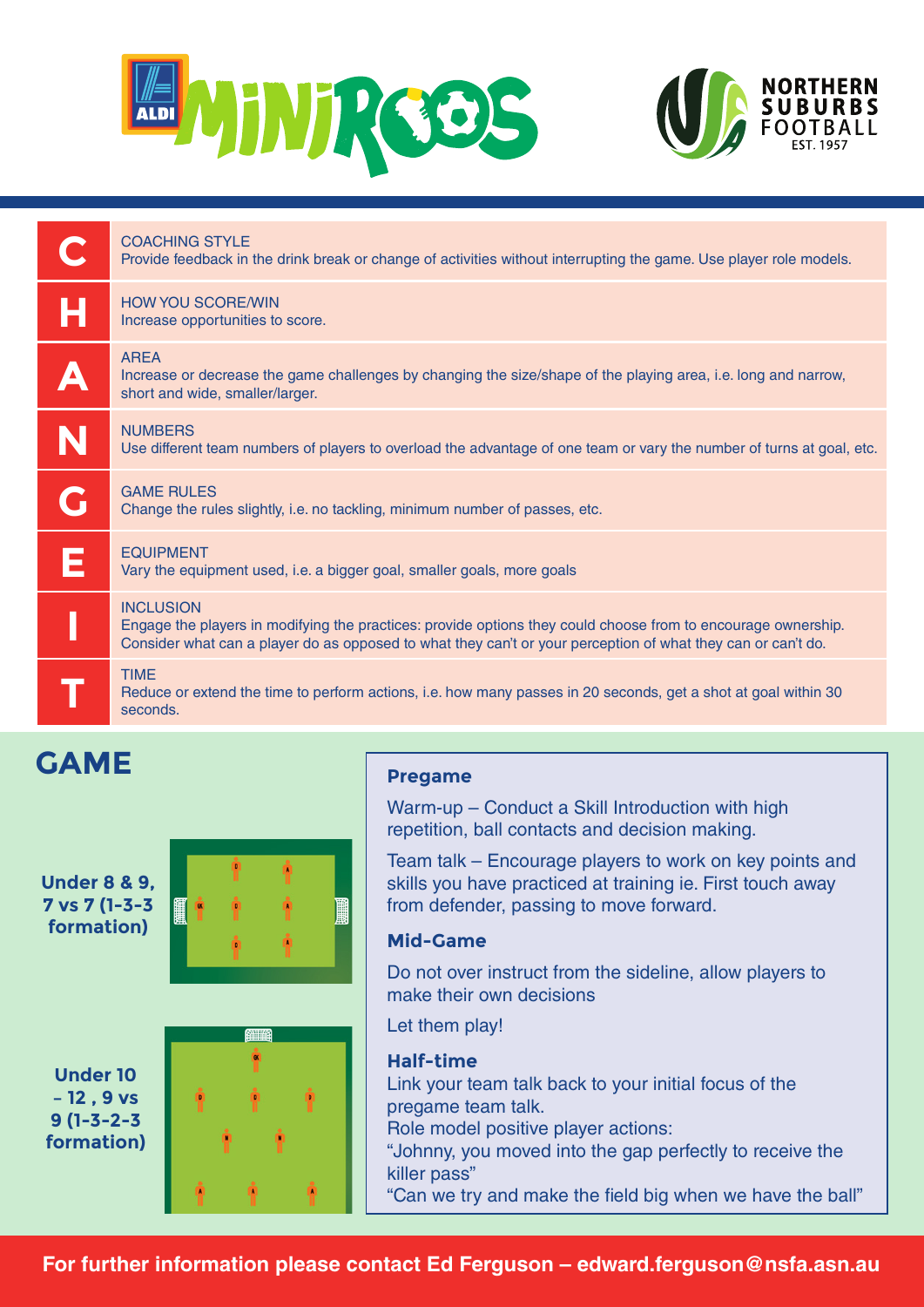| | | |
|---|---|---|
| **C** | COACHING STYLE | Provide feedback in the drink break or change of activities without interrupting the game. Use player role models. |
| **H** | HOW YOU SCORE/WIN | Increase opportunities to score. |
| **A** | AREA | Increase or decrease the game challenges by changing the size/shape of the playing area, i.e. long and narrow, short and wide, smaller/larger. |
| **N** | NUMBERS | Use different team numbers of players to overload the advantage of one team or vary the number of turns at goal, etc. |
| **G** | GAME RULES | Change the rules slightly, i.e. no tackling, minimum number of passes, etc. |
| **E** | EQUIPMENT | Vary the equipment used, i.e. a bigger goal, smaller goals, more goals |
| **I** | INCLUSION | Engage the players in modifying the practices: provide options they could choose from to encourage ownership. Consider what can a player do as opposed to what they can't or your perception of what they can or can't do. |
| **T** | TIME | Reduce or extend the time to perform actions, i.e. how many passes in 20 seconds, get a shot at goal within 30 seconds. |

## GAME

**Under 8 & 9, 7 vs 7 (1-3-3 formation)**

**Under 10 – 12 , 9 vs 9 (1-3-2-3 formation)**

### Pregame

Warm-up – Conduct a Skill Introduction with high repetition, ball contacts and decision making.

Team talk – Encourage players to work on key points and skills you have practiced at training ie. First touch away from defender, passing to move forward.

### Mid-Game

Do not over instruct from the sideline, allow players to make their own decisions

Let them play!

### Half-time

Link your team talk back to your initial focus of the pregame team talk.
Role model positive player actions:
"Johnny, you moved into the gap perfectly to receive the killer pass"
"Can we try and make the field big when we have the ball"

**For further information please contact Ed Ferguson – edward.ferguson@nsfa.asn.au**